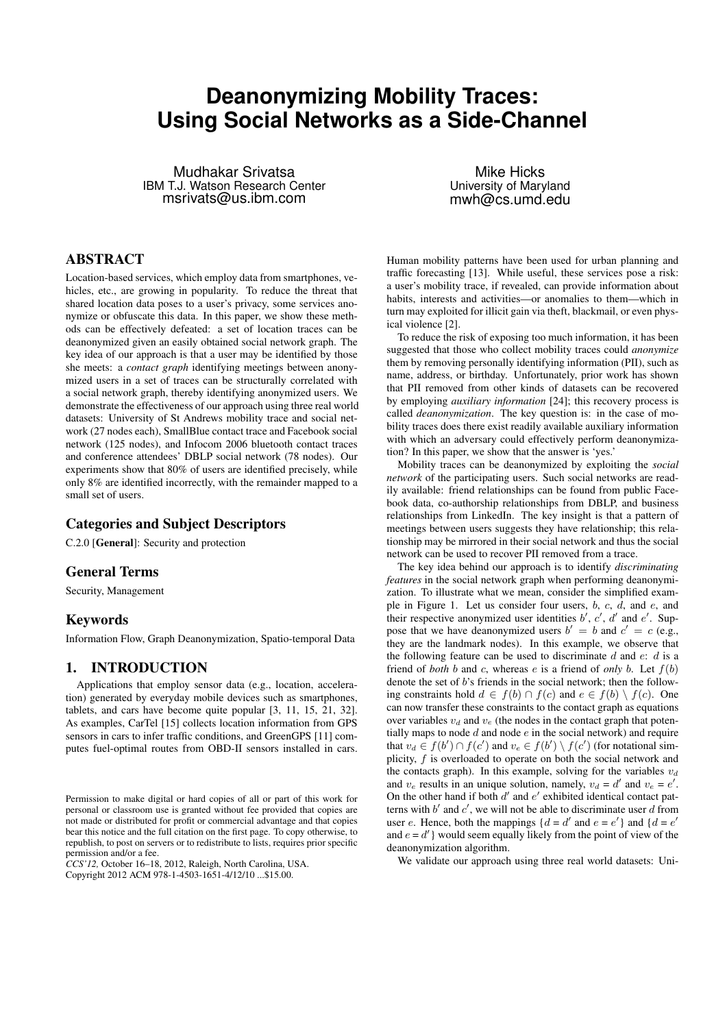# Deanonymizing Mobility Traces: Using Social Networks as a Side-Channel

Mudhakar Srivatsa
IBM T.J. Watson Research Center
msrivats@us.ibm.com

Mike Hicks
University of Maryland
mwh@cs.umd.edu

## ABSTRACT

Location-based services, which employ data from smartphones, vehicles, etc., are growing in popularity. To reduce the threat that shared location data poses to a user's privacy, some services anonymize or obfuscate this data. In this paper, we show these methods can be effectively defeated: a set of location traces can be deanonymized given an easily obtained social network graph. The key idea of our approach is that a user may be identified by those she meets: a *contact graph* identifying meetings between anonymized users in a set of traces can be structurally correlated with a social network graph, thereby identifying anonymized users. We demonstrate the effectiveness of our approach using three real world datasets: University of St Andrews mobility trace and social network (27 nodes each), SmallBlue contact trace and Facebook social network (125 nodes), and Infocom 2006 bluetooth contact traces and conference attendees' DBLP social network (78 nodes). Our experiments show that 80% of users are identified precisely, while only 8% are identified incorrectly, with the remainder mapped to a small set of users.

## Categories and Subject Descriptors

C.2.0 [**General**]: Security and protection

## General Terms

Security, Management

## Keywords

Information Flow, Graph Deanonymization, Spatio-temporal Data

## 1. INTRODUCTION

Applications that employ sensor data (e.g., location, acceleration) generated by everyday mobile devices such as smartphones, tablets, and cars have become quite popular [3, 11, 15, 21, 32]. As examples, CarTel [15] collects location information from GPS sensors in cars to infer traffic conditions, and GreenGPS [11] computes fuel-optimal routes from OBD-II sensors installed in cars. Human mobility patterns have been used for urban planning and traffic forecasting [13]. While useful, these services pose a risk: a user's mobility trace, if revealed, can provide information about habits, interests and activities—or anomalies to them—which in turn may exploited for illicit gain via theft, blackmail, or even physical violence [2].

To reduce the risk of exposing too much information, it has been suggested that those who collect mobility traces could *anonymize* them by removing personally identifying information (PII), such as name, address, or birthday. Unfortunately, prior work has shown that PII removed from other kinds of datasets can be recovered by employing *auxiliary information* [24]; this recovery process is called *deanonymization*. The key question is: in the case of mobility traces does there exist readily available auxiliary information with which an adversary could effectively perform deanonymization? In this paper, we show that the answer is 'yes.'

Mobility traces can be deanonymized by exploiting the *social network* of the participating users. Such social networks are readily available: friend relationships can be found from public Facebook data, co-authorship relationships from DBLP, and business relationships from LinkedIn. The key insight is that a pattern of meetings between users suggests they have relationship; this relationship may be mirrored in their social network and thus the social network can be used to recover PII removed from a trace.

The key idea behind our approach is to identify *discriminating features* in the social network graph when performing deanonymization. To illustrate what we mean, consider the simplified example in Figure 1. Let us consider four users, $b$, $c$, $d$, and $e$, and their respective anonymized user identities $b'$, $c'$, $d'$ and $e'$. Suppose that we have deanonymized users $b' = b$ and $c' = c$ (e.g., they are the landmark nodes). In this example, we observe that the following feature can be used to discriminate $d$ and $e$: $d$ is a friend of *both* $b$ and $c$, whereas $e$ is a friend of *only* $b$. Let $f(b)$ denote the set of $b$'s friends in the social network; then the following constraints hold $d \in f(b) \cap f(c)$ and $e \in f(b) \setminus f(c)$. One can now transfer these constraints to the contact graph as equations over variables $v_d$ and $v_e$ (the nodes in the contact graph that potentially maps to node $d$ and node $e$ in the social network) and require that $v_d \in f(b') \cap f(c')$ and $v_e \in f(b') \setminus f(c')$ (for notational simplicity, $f$ is overloaded to operate on both the social network and the contacts graph). In this example, solving for the variables $v_d$ and $v_e$ results in an unique solution, namely, $v_d = d'$ and $v_e = e'$. On the other hand if both $d'$ and $e'$ exhibited identical contact patterns with $b'$ and $c'$, we will not be able to discriminate user $d$ from user $e$. Hence, both the mappings $\{d = d'$ and $e = e'\}$ and $\{d = e'$ and $e = d'\}$ would seem equally likely from the point of view of the deanonymization algorithm.

We validate our approach using three real world datasets: Uni-

Permission to make digital or hard copies of all or part of this work for personal or classroom use is granted without fee provided that copies are not made or distributed for profit or commercial advantage and that copies bear this notice and the full citation on the first page. To copy otherwise, to republish, to post on servers or to redistribute to lists, requires prior specific permission and/or a fee.
*CCS'12,* October 16–18, 2012, Raleigh, North Carolina, USA.
Copyright 2012 ACM 978-1-4503-1651-4/12/10 ...$15.00.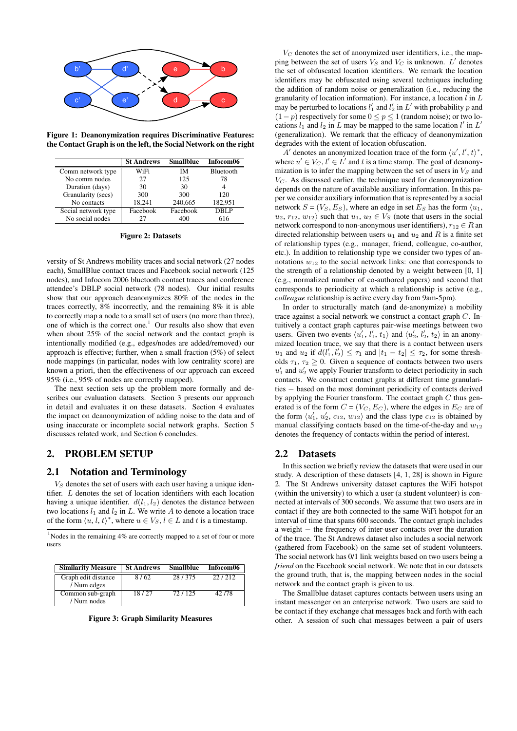Figure 1: Deanonymization requires Discriminative Features: the Contact Graph is on the left, the Social Network on the right

| | St Andrews | Smallblue | Infocom06 |
|---|---|---|---|
| Comm network type | WiFi | IM | Bluetooth |
| No comm nodes | 27 | 125 | 78 |
| Duration (days) | 30 | 30 | 4 |
| Granularity (secs) | 300 | 300 | 120 |
| No contacts | 18,241 | 240,665 | 182,951 |
| Social network type | Facebook | Facebook | DBLP |
| No social nodes | 27 | 400 | 616 |

**Figure 2: Datasets**

versity of St Andrews mobility traces and social network (27 nodes each), SmallBlue contact traces and Facebook social network (125 nodes), and Infocom 2006 bluetooth contact traces and conference attendee's DBLP social network (78 nodes). Our initial results show that our approach deanonymizes 80% of the nodes in the traces correctly, 8% incorrectly, and the remaining 8% it is able to correctly map a node to a small set of users (no more than three), one of which is the correct one.[1] Our results also show that even when about 25% of the social network and the contact graph is intentionally modified (e.g., edges/nodes are added/removed) our approach is effective; further, when a small fraction (5%) of select node mappings (in particular, nodes with low centrality score) are known a priori, then the effectiveness of our approach can exceed 95% (i.e., 95% of nodes are correctly mapped).

The next section sets up the problem more formally and describes our evaluation datasets. Section 3 presents our approach in detail and evaluates it on these datasets. Section 4 evaluates the impact on deanonymization of adding noise to the data and of using inaccurate or incomplete social network graphs. Section 5 discusses related work, and Section 6 concludes.

## 2. PROBLEM SETUP

### 2.1 Notation and Terminology

$V_S$ denotes the set of users with each user having a unique identifier. $L$ denotes the set of location identifiers with each location having a unique identifier. $d(l_1, l_2)$ denotes the distance between two locations $l_1$ and $l_2$ in $L$. We write $A$ to denote a location trace of the form $\langle u, l, t\rangle^*$, where $u \in V_S$, $l \in L$ and $t$ is a timestamp.

[1] Nodes in the remaining 4% are correctly mapped to a set of four or more users

| Similarity Measure | St Andrews | Smallblue | Infocom06 |
|---|---|---|---|
| Graph edit distance / Num edges | 8 / 62 | 28 / 375 | 22 / 212 |
| Common sub-graph / Num nodes | 18 / 27 | 72 / 125 | 42 /78 |

**Figure 3: Graph Similarity Measures**

$V_C$ denotes the set of anonymized user identifiers, i.e., the mapping between the set of users $V_S$ and $V_C$ is unknown. $L'$ denotes the set of obfuscated location identifiers. We remark the location identifiers may be obfuscated using several techniques including the addition of random noise or generalization (i.e., reducing the granularity of location information). For instance, a location $l$ in $L$ may be perturbed to locations $l'_1$ and $l'_2$ in $L'$ with probability $p$ and $(1-p)$ respectively for some $0 \leq p \leq 1$ (random noise); or two locations $l_1$ and $l_2$ in $L$ may be mapped to the same location $l'$ in $L'$ (generalization). We remark that the efficacy of deanonymization degrades with the extent of location obfuscation.

$A'$ denotes an anonymized location trace of the form $\langle u', l', t\rangle^*$, where $u' \in V_C$, $l' \in L'$ and $t$ is a time stamp. The goal of deanonymization is to infer the mapping between the set of users in $V_S$ and $V_C$. As discussed earlier, the technique used for deanonymization depends on the nature of available auxiliary information. In this paper we consider auxiliary information that is represented by a social network $S = (V_S, E_S)$, where an edge in set $E_S$ has the form $\langle u_1, u_2, r_{12}, w_{12}\rangle$ such that $u_1, u_2 \in V_S$ (note that users in the social network correspond to non-anonymous user identifiers), $r_{12} \in R$ an directed relationship between users $u_1$ and $u_2$ and $R$ is a finite set of relationship types (e.g., manager, friend, colleague, co-author, etc.). In addition to relationship type we consider two types of annotations $w_{12}$ to the social network links: one that corresponds to the strength of a relationship denoted by a weight between [0, 1] (e.g., normalized number of co-authored papers) and second that corresponds to periodicity at which a relationship is active (e.g., *colleague* relationship is active every day from 9am-5pm).

In order to structurally match (and de-anonymize) a mobility trace against a social network we construct a contact graph $C$. Intuitively a contact graph captures pair-wise meetings between two users. Given two events $\langle u'_1, l'_1, t_1\rangle$ and $\langle u'_2, l'_2, t_2\rangle$ in an anonymized location trace, we say that there is a contact between users $u_1$ and $u_2$ if $d(l'_1, l'_2) \leq \tau_1$ and $|t_1 - t_2| \leq \tau_2$, for some thresholds $\tau_1, \tau_2 \geq 0$. Given a sequence of contacts between two users $u'_1$ and $u'_2$ we apply Fourier transform to detect periodicity in such contacts. We construct contact graphs at different time granularities – based on the most dominant periodicity of contacts derived by applying the Fourier transform. The contact graph $C$ thus generated is of the form $C = (V_C, E_C)$, where the edges in $E_C$ are of the form $\langle u'_1, u'_2, c_{12}, w_{12}\rangle$ and the class type $c_{12}$ is obtained by manual classifying contacts based on the time-of-the-day and $w_{12}$ denotes the frequency of contacts within the period of interest.

### 2.2 Datasets

In this section we briefly review the datasets that were used in our study. A description of these datasets [4, 1, 28] is shown in Figure 2. The St Andrews university dataset captures the WiFi hotspot (within the university) to which a user (a student volunteer) is connected at intervals of 300 seconds. We assume that two users are in contact if they are both connected to the same WiFi hotspot for an interval of time that spans 600 seconds. The contact graph includes a weight – the frequency of inter-user contacts over the duration of the trace. The St Andrews dataset also includes a social network (gathered from Facebook) on the same set of student volunteers. The social network has 0/1 link weights based on two users being a *friend* on the Facebook social network. We note that in our datasets the ground truth, that is, the mapping between nodes in the social network and the contact graph is given to us.

The Smallblue dataset captures contacts between users using an instant messenger on an enterprise network. Two users are said to be contact if they exchange chat messages back and forth with each other. A session of such chat messages between a pair of users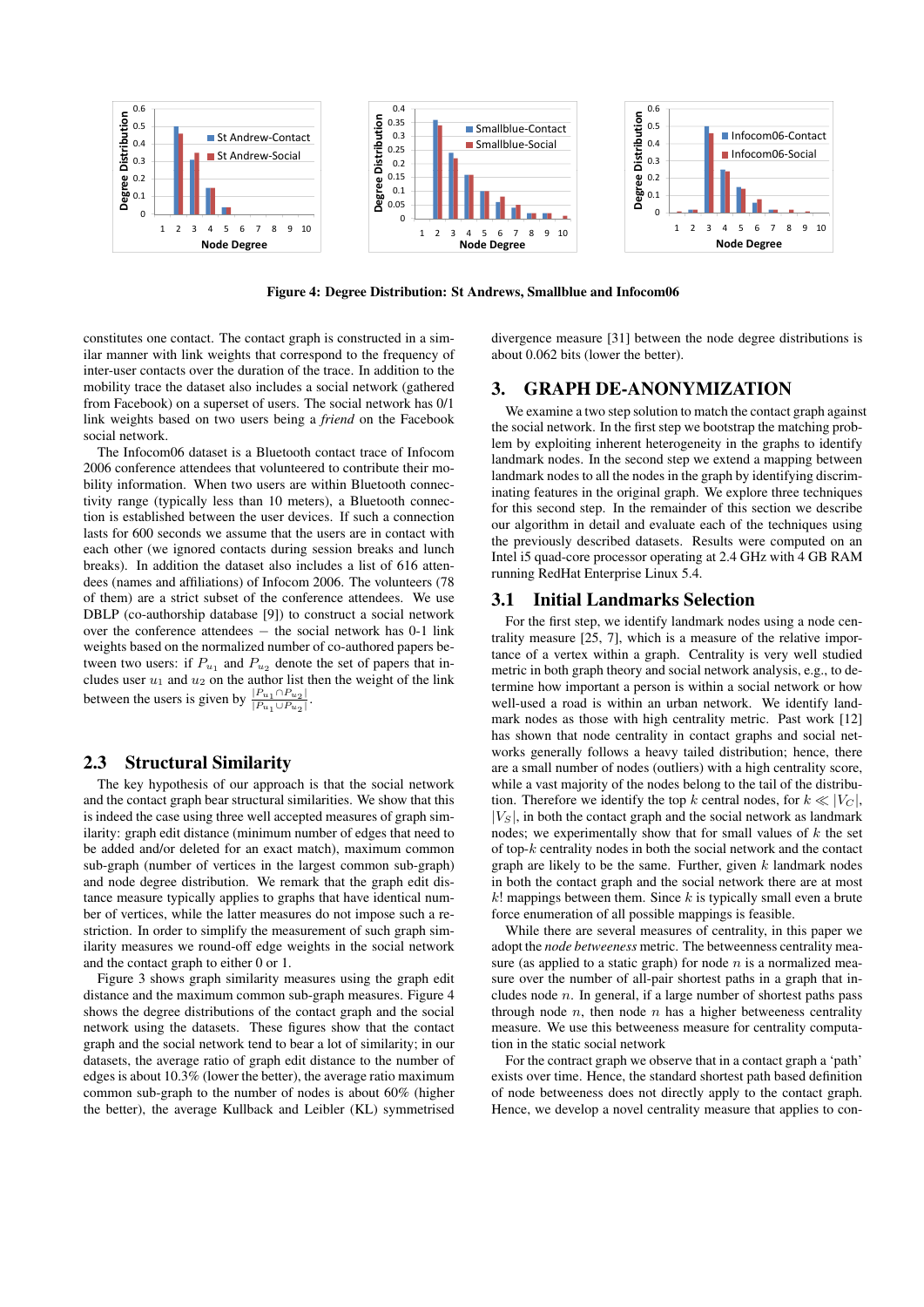Figure 4: Degree Distribution: St Andrews, Smallblue and Infocom06

constitutes one contact. The contact graph is constructed in a similar manner with link weights that correspond to the frequency of inter-user contacts over the duration of the trace. In addition to the mobility trace the dataset also includes a social network (gathered from Facebook) on a superset of users. The social network has 0/1 link weights based on two users being a *friend* on the Facebook social network.

The Infocom06 dataset is a Bluetooth contact trace of Infocom 2006 conference attendees that volunteered to contribute their mobility information. When two users are within Bluetooth connectivity range (typically less than 10 meters), a Bluetooth connection is established between the user devices. If such a connection lasts for 600 seconds we assume that the users are in contact with each other (we ignored contacts during session breaks and lunch breaks). In addition the dataset also includes a list of 616 attendees (names and affiliations) of Infocom 2006. The volunteers (78 of them) are a strict subset of the conference attendees. We use DBLP (co-authorship database [9]) to construct a social network over the conference attendees – the social network has 0-1 link weights based on the normalized number of co-authored papers between two users: if $P_{u_1}$ and $P_{u_2}$ denote the set of papers that includes user $u_1$ and $u_2$ on the author list then the weight of the link between the users is given by $\frac{|P_{u_1} \cap P_{u_2}|}{|P_{u_1} \cup P_{u_2}|}$.

## 2.3 Structural Similarity

The key hypothesis of our approach is that the social network and the contact graph bear structural similarities. We show that this is indeed the case using three well accepted measures of graph similarity: graph edit distance (minimum number of edges that need to be added and/or deleted for an exact match), maximum common sub-graph (number of vertices in the largest common sub-graph) and node degree distribution. We remark that the graph edit distance measure typically applies to graphs that have identical number of vertices, while the latter measures do not impose such a restriction. In order to simplify the measurement of such graph similarity measures we round-off edge weights in the social network and the contact graph to either 0 or 1.

Figure 3 shows graph similarity measures using the graph edit distance and the maximum common sub-graph measures. Figure 4 shows the degree distributions of the contact graph and the social network using the datasets. These figures show that the contact graph and the social network tend to bear a lot of similarity; in our datasets, the average ratio of graph edit distance to the number of edges is about 10.3% (lower the better), the average ratio maximum common sub-graph to the number of nodes is about 60% (higher the better), the average Kullback and Leibler (KL) symmetrised divergence measure [31] between the node degree distributions is about 0.062 bits (lower the better).

# 3. GRAPH DE-ANONYMIZATION

We examine a two step solution to match the contact graph against the social network. In the first step we bootstrap the matching problem by exploiting inherent heterogeneity in the graphs to identify landmark nodes. In the second step we extend a mapping between landmark nodes to all the nodes in the graph by identifying discriminating features in the original graph. We explore three techniques for this second step. In the remainder of this section we describe our algorithm in detail and evaluate each of the techniques using the previously described datasets. Results were computed on an Intel i5 quad-core processor operating at 2.4 GHz with 4 GB RAM running RedHat Enterprise Linux 5.4.

## 3.1 Initial Landmarks Selection

For the first step, we identify landmark nodes using a node centrality measure [25, 7], which is a measure of the relative importance of a vertex within a graph. Centrality is very well studied metric in both graph theory and social network analysis, e.g., to determine how important a person is within a social network or how well-used a road is within an urban network. We identify landmark nodes as those with high centrality metric. Past work [12] has shown that node centrality in contact graphs and social networks generally follows a heavy tailed distribution; hence, there are a small number of nodes (outliers) with a high centrality score, while a vast majority of the nodes belong to the tail of the distribution. Therefore we identify the top $k$ central nodes, for $k \ll |V_C|$, $|V_S|$, in both the contact graph and the social network as landmark nodes; we experimentally show that for small values of $k$ the set of top-$k$ centrality nodes in both the social network and the contact graph are likely to be the same. Further, given $k$ landmark nodes in both the contact graph and the social network there are at most $k!$ mappings between them. Since $k$ is typically small even a brute force enumeration of all possible mappings is feasible.

While there are several measures of centrality, in this paper we adopt the *node betweeness* metric. The betweenness centrality measure (as applied to a static graph) for node $n$ is a normalized measure over the number of all-pair shortest paths in a graph that includes node $n$. In general, if a large number of shortest paths pass through node $n$, then node $n$ has a higher betweeness centrality measure. We use this betweeness measure for centrality computation in the static social network

For the contract graph we observe that in a contact graph a 'path' exists over time. Hence, the standard shortest path based definition of node betweeness does not directly apply to the contact graph. Hence, we develop a novel centrality measure that applies to con-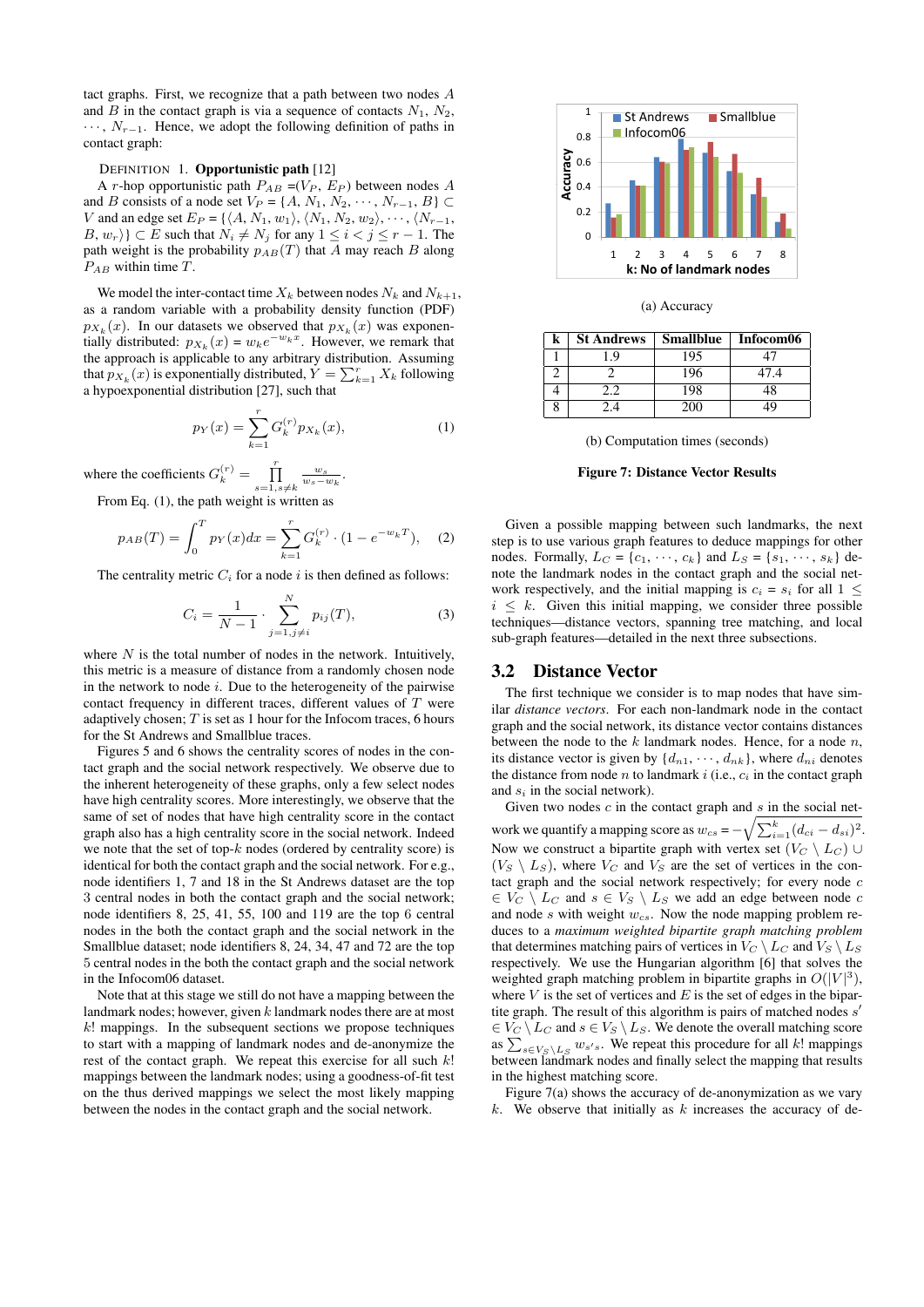tact graphs. First, we recognize that a path between two nodes $A$ and $B$ in the contact graph is via a sequence of contacts $N_1$, $N_2$, $\cdots$, $N_{r-1}$. Hence, we adopt the following definition of paths in contact graph:

DEFINITION 1. **Opportunistic path** [12]
A $r$-hop opportunistic path $P_{AB}$ =($V_P$, $E_P$) between nodes $A$ and $B$ consists of a node set $V_P = \{A, N_1, N_2, \cdots, N_{r-1}, B\} \subset V$ and an edge set $E_P = \{\langle A, N_1, w_1\rangle, \langle N_1, N_2, w_2\rangle, \cdots, \langle N_{r-1}, B, w_r\rangle\} \subset E$ such that $N_i \neq N_j$ for any $1 \leq i < j \leq r-1$. The path weight is the probability $p_{AB}(T)$ that $A$ may reach $B$ along $P_{AB}$ within time $T$.

We model the inter-contact time $X_k$ between nodes $N_k$ and $N_{k+1}$, as a random variable with a probability density function (PDF) $p_{X_k}(x)$. In our datasets we observed that $p_{X_k}(x)$ was exponentially distributed: $p_{X_k}(x) = w_k e^{-w_k x}$. However, we remark that the approach is applicable to any arbitrary distribution. Assuming that $p_{X_k}(x)$ is exponentially distributed, $Y = \sum_{k=1}^{r} X_k$ following a hypoexponential distribution [27], such that

$$p_Y(x) = \sum_{k=1}^{r} G_k^{(r)} p_{X_k}(x), \tag{1}$$

where the coefficients $G_k^{(r)} = \prod_{s=1, s\neq k}^{r} \frac{w_s}{w_s - w_k}$.

From Eq. (1), the path weight is written as

$$p_{AB}(T) = \int_0^T p_Y(x)dx = \sum_{k=1}^{r} G_k^{(r)} \cdot (1 - e^{-w_k T}), \tag{2}$$

The centrality metric $C_i$ for a node $i$ is then defined as follows:

$$C_i = \frac{1}{N-1} \cdot \sum_{j=1, j\neq i}^{N} p_{ij}(T), \tag{3}$$

where $N$ is the total number of nodes in the network. Intuitively, this metric is a measure of distance from a randomly chosen node in the network to node $i$. Due to the heterogeneity of the pairwise contact frequency in different traces, different values of $T$ were adaptively chosen; $T$ is set as 1 hour for the Infocom traces, 6 hours for the St Andrews and Smallblue traces.

Figures 5 and 6 shows the centrality scores of nodes in the contact graph and the social network respectively. We observe due to the inherent heterogeneity of these graphs, only a few select nodes have high centrality scores. More interestingly, we observe that the same of set of nodes that have high centrality score in the contact graph also has a high centrality score in the social network. Indeed we note that the set of top-$k$ nodes (ordered by centrality score) is identical for both the contact graph and the social network. For e.g., node identifiers 1, 7 and 18 in the St Andrews dataset are the top 3 central nodes in both the contact graph and the social network; node identifiers 8, 25, 41, 55, 100 and 119 are the top 6 central nodes in the both the contact graph and the social network in the Smallblue dataset; node identifiers 8, 24, 34, 47 and 72 are the top 5 central nodes in the both the contact graph and the social network in the Infocom06 dataset.

Note that at this stage we still do not have a mapping between the landmark nodes; however, given $k$ landmark nodes there are at most $k!$ mappings. In the subsequent sections we propose techniques to start with a mapping of landmark nodes and de-anonymize the rest of the contact graph. We repeat this exercise for all such $k!$ mappings between the landmark nodes; using a goodness-of-fit test on the thus derived mappings we select the most likely mapping between the nodes in the contact graph and the social network.

(a) Accuracy

| k | St Andrews | Smallblue | Infocom06 |
|---|---|---|---|
| 1 | 1.9 | 195 | 47 |
| 2 | 2 | 196 | 47.4 |
| 4 | 2.2 | 198 | 48 |
| 8 | 2.4 | 200 | 49 |

(b) Computation times (seconds)

**Figure 7: Distance Vector Results**

Given a possible mapping between such landmarks, the next step is to use various graph features to deduce mappings for other nodes. Formally, $L_C = \{c_1, \cdots, c_k\}$ and $L_S = \{s_1, \cdots, s_k\}$ denote the landmark nodes in the contact graph and the social network respectively, and the initial mapping is $c_i = s_i$ for all $1 \leq i \leq k$. Given this initial mapping, we consider three possible techniques—distance vectors, spanning tree matching, and local sub-graph features—detailed in the next three subsections.

## 3.2 Distance Vector

The first technique we consider is to map nodes that have similar *distance vectors*. For each non-landmark node in the contact graph and the social network, its distance vector contains distances between the node to the $k$ landmark nodes. Hence, for a node $n$, its distance vector is given by $\{d_{n1}, \cdots, d_{nk}\}$, where $d_{ni}$ denotes the distance from node $n$ to landmark $i$ (i.e., $c_i$ in the contact graph and $s_i$ in the social network).

Given two nodes $c$ in the contact graph and $s$ in the social network we quantify a mapping score as $w_{cs} = -\sqrt{\sum_{i=1}^{k}(d_{ci} - d_{si})^2}$. Now we construct a bipartite graph with vertex set $(V_C \setminus L_C) \cup (V_S \setminus L_S)$, where $V_C$ and $V_S$ are the set of vertices in the contact graph and the social network respectively; for every node $c \in V_C \setminus L_C$ and $s \in V_S \setminus L_S$ we add an edge between node $c$ and node $s$ with weight $w_{cs}$. Now the node mapping problem reduces to a *maximum weighted bipartite graph matching problem* that determines matching pairs of vertices in $V_C \setminus L_C$ and $V_S \setminus L_S$ respectively. We use the Hungarian algorithm [6] that solves the weighted graph matching problem in bipartite graphs in $O(|V|^3)$, where $V$ is the set of vertices and $E$ is the set of edges in the bipartite graph. The result of this algorithm is pairs of matched nodes $s'$ $\in V_C \setminus L_C$ and $s \in V_S \setminus L_S$. We denote the overall matching score as $\sum_{s\in V_S \setminus L_S} w_{s's}$. We repeat this procedure for all $k!$ mappings between landmark nodes and finally select the mapping that results in the highest matching score.

Figure 7(a) shows the accuracy of de-anonymization as we vary $k$. We observe that initially as $k$ increases the accuracy of de-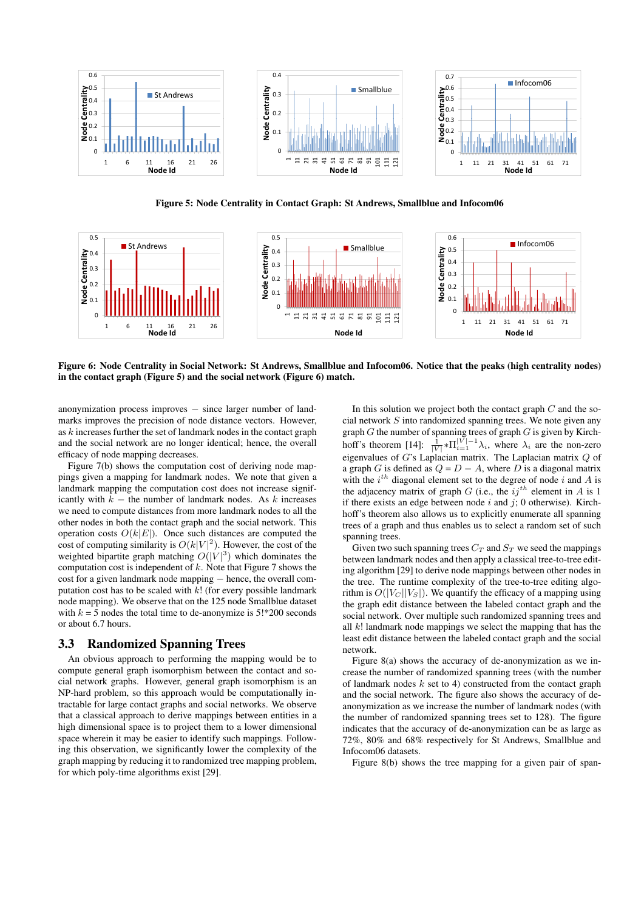**Figure 5: Node Centrality in Contact Graph: St Andrews, Smallblue and Infocom06**

**Figure 6: Node Centrality in Social Network: St Andrews, Smallblue and Infocom06. Notice that the peaks (high centrality nodes) in the contact graph (Figure 5) and the social network (Figure 6) match.**

anonymization process improves – since larger number of landmarks improves the precision of node distance vectors. However, as $k$ increases further the set of landmark nodes in the contact graph and the social network are no longer identical; hence, the overall efficacy of node mapping decreases.

Figure 7(b) shows the computation cost of deriving node mappings given a mapping for landmark nodes. We note that given a landmark mapping the computation cost does not increase significantly with $k$ – the number of landmark nodes. As $k$ increases we need to compute distances from more landmark nodes to all the other nodes in both the contact graph and the social network. This operation costs $O(k|E|)$. Once such distances are computed the cost of computing similarity is $O(k|V|^2)$. However, the cost of the weighted bipartite graph matching $O(|V|^3)$ which dominates the computation cost is independent of $k$. Note that Figure 7 shows the cost for a given landmark node mapping – hence, the overall computation cost has to be scaled with $k!$ (for every possible landmark node mapping). We observe that on the 125 node Smallblue dataset with $k$ = 5 nodes the total time to de-anonymize is 5!*200 seconds or about 6.7 hours.

## 3.3 Randomized Spanning Trees

An obvious approach to performing the mapping would be to compute general graph isomorphism between the contact and social network graphs. However, general graph isomorphism is an NP-hard problem, so this approach would be computationally intractable for large contact graphs and social networks. We observe that a classical approach to discover mappings between entities in a high dimensional space is to project them to a lower dimensional space wherein it may be easier to identify such mappings. Following this observation, we significantly lower the complexity of the graph mapping by reducing it to randomized tree mapping problem, for which poly-time algorithms exist [29].

In this solution we project both the contact graph $C$ and the social network $S$ into randomized spanning trees. We note given any graph $G$ the number of spanning trees of graph $G$ is given by Kirchhoff's theorem [14]: $\frac{1}{|V|} * \Pi_{i=1}^{|V|-1} \lambda_i$, where $\lambda_i$ are the non-zero eigenvalues of $G$'s Laplacian matrix. The Laplacian matrix $Q$ of a graph $G$ is defined as $Q = D - A$, where $D$ is a diagonal matrix with the $i^{th}$ diagonal element set to the degree of node $i$ and $A$ is the adjacency matrix of graph $G$ (i.e., the $ij^{th}$ element in $A$ is 1 if there exists an edge between node $i$ and $j$; 0 otherwise). Kirchhoff's theorem also allows us to explicitly enumerate all spanning trees of a graph and thus enables us to select a random set of such spanning trees.

Given two such spanning trees $C_T$ and $S_T$ we seed the mappings between landmark nodes and then apply a classical tree-to-tree editing algorithm [29] to derive node mappings between other nodes in the tree. The runtime complexity of the tree-to-tree editing algorithm is $O(|V_C||V_S|)$. We quantify the efficacy of a mapping using the graph edit distance between the labeled contact graph and the social network. Over multiple such randomized spanning trees and all $k!$ landmark node mappings we select the mapping that has the least edit distance between the labeled contact graph and the social network.

Figure 8(a) shows the accuracy of de-anonymization as we increase the number of randomized spanning trees (with the number of landmark nodes $k$ set to 4) constructed from the contact graph and the social network. The figure also shows the accuracy of de-anonymization as we increase the number of landmark nodes (with the number of randomized spanning trees set to 128). The figure indicates that the accuracy of de-anonymization can be as large as 72%, 80% and 68% respectively for St Andrews, Smallblue and Infocom06 datasets.

Figure 8(b) shows the tree mapping for a given pair of span-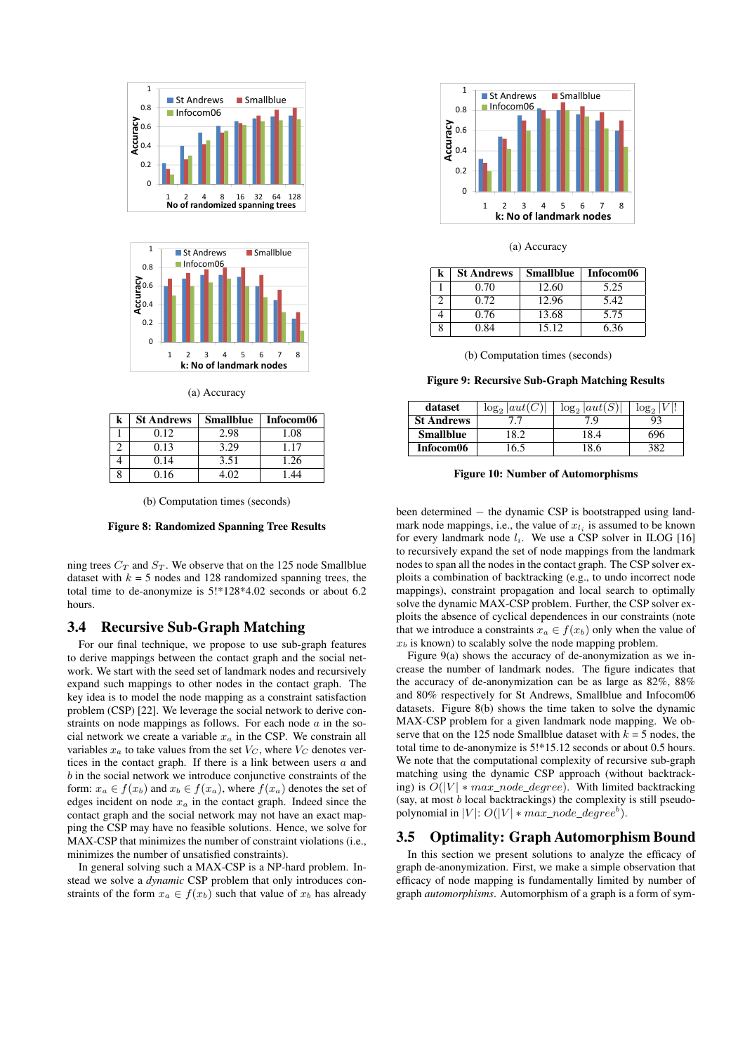(a) Accuracy

| k | St Andrews | Smallblue | Infocom06 |
|---|---|---|---|
| 1 | 0.12 | 2.98 | 1.08 |
| 2 | 0.13 | 3.29 | 1.17 |
| 4 | 0.14 | 3.51 | 1.26 |
| 8 | 0.16 | 4.02 | 1.44 |

(b) Computation times (seconds)

**Figure 8: Randomized Spanning Tree Results**

(a) Accuracy

| k | St Andrews | Smallblue | Infocom06 |
|---|---|---|---|
| 1 | 0.70 | 12.60 | 5.25 |
| 2 | 0.72 | 12.96 | 5.42 |
| 4 | 0.76 | 13.68 | 5.75 |
| 8 | 0.84 | 15.12 | 6.36 |

(b) Computation times (seconds)

**Figure 9: Recursive Sub-Graph Matching Results**

| dataset | $\log_2 \lvert aut(C)\rvert$ | $\log_2 \lvert aut(S)\rvert$ | $\log_2 \lvert V\rvert!$ |
|---|---|---|---|
| St Andrews | 7.7 | 7.9 | 93 |
| Smallblue | 18.2 | 18.4 | 696 |
| Infocom06 | 16.5 | 18.6 | 382 |

**Figure 10: Number of Automorphisms**

ning trees $C_T$ and $S_T$. We observe that on the 125 node Smallblue dataset with $k$ = 5 nodes and 128 randomized spanning trees, the total time to de-anonymize is 5!*128*4.02 seconds or about 6.2 hours.

## 3.4 Recursive Sub-Graph Matching

For our final technique, we propose to use sub-graph features to derive mappings between the contact graph and the social network. We start with the seed set of landmark nodes and recursively expand such mappings to other nodes in the contact graph. The key idea is to model the node mapping as a constraint satisfaction problem (CSP) [22]. We leverage the social network to derive constraints on node mappings as follows. For each node $a$ in the social network we create a variable $x_a$ in the CSP. We constrain all variables $x_a$ to take values from the set $V_C$, where $V_C$ denotes vertices in the contact graph. If there is a link between users $a$ and $b$ in the social network we introduce conjunctive constraints of the form: $x_a \in f(x_b)$ and $x_b \in f(x_a)$, where $f(x_a)$ denotes the set of edges incident on node $x_a$ in the contact graph. Indeed since the contact graph and the social network may not have an exact mapping the CSP may have no feasible solutions. Hence, we solve for MAX-CSP that minimizes the number of constraint violations (i.e., minimizes the number of unsatisfied constraints).

In general solving such a MAX-CSP is a NP-hard problem. Instead we solve a *dynamic* CSP problem that only introduces constraints of the form $x_a \in f(x_b)$ such that value of $x_b$ has already been determined – the dynamic CSP is bootstrapped using landmark node mappings, i.e., the value of $x_{l_i}$ is assumed to be known for every landmark node $l_i$. We use a CSP solver in ILOG [16] to recursively expand the set of node mappings from the landmark nodes to span all the nodes in the contact graph. The CSP solver exploits a combination of backtracking (e.g., to undo incorrect node mappings), constraint propagation and local search to optimally solve the dynamic MAX-CSP problem. Further, the CSP solver exploits the absence of cyclical dependences in our constraints (note that we introduce a constraints $x_a \in f(x_b)$ only when the value of $x_b$ is known) to scalably solve the node mapping problem.

Figure 9(a) shows the accuracy of de-anonymization as we increase the number of landmark nodes. The figure indicates that the accuracy of de-anonymization can be as large as 82%, 88% and 80% respectively for St Andrews, Smallblue and Infocom06 datasets. Figure 8(b) shows the time taken to solve the dynamic MAX-CSP problem for a given landmark node mapping. We observe that on the 125 node Smallblue dataset with $k$ = 5 nodes, the total time to de-anonymize is 5!*15.12 seconds or about 0.5 hours. We note that the computational complexity of recursive sub-graph matching using the dynamic CSP approach (without backtracking) is $O(|V| * max\_node\_degree)$. With limited backtracking (say, at most $b$ local backtrackings) the complexity is still pseudo-polynomial in $|V|$: $O(|V| * max\_node\_degree^b)$.

## 3.5 Optimality: Graph Automorphism Bound

In this section we present solutions to analyze the efficacy of graph de-anonymization. First, we make a simple observation that efficacy of node mapping is fundamentally limited by number of graph *automorphisms*. Automorphism of a graph is a form of sym-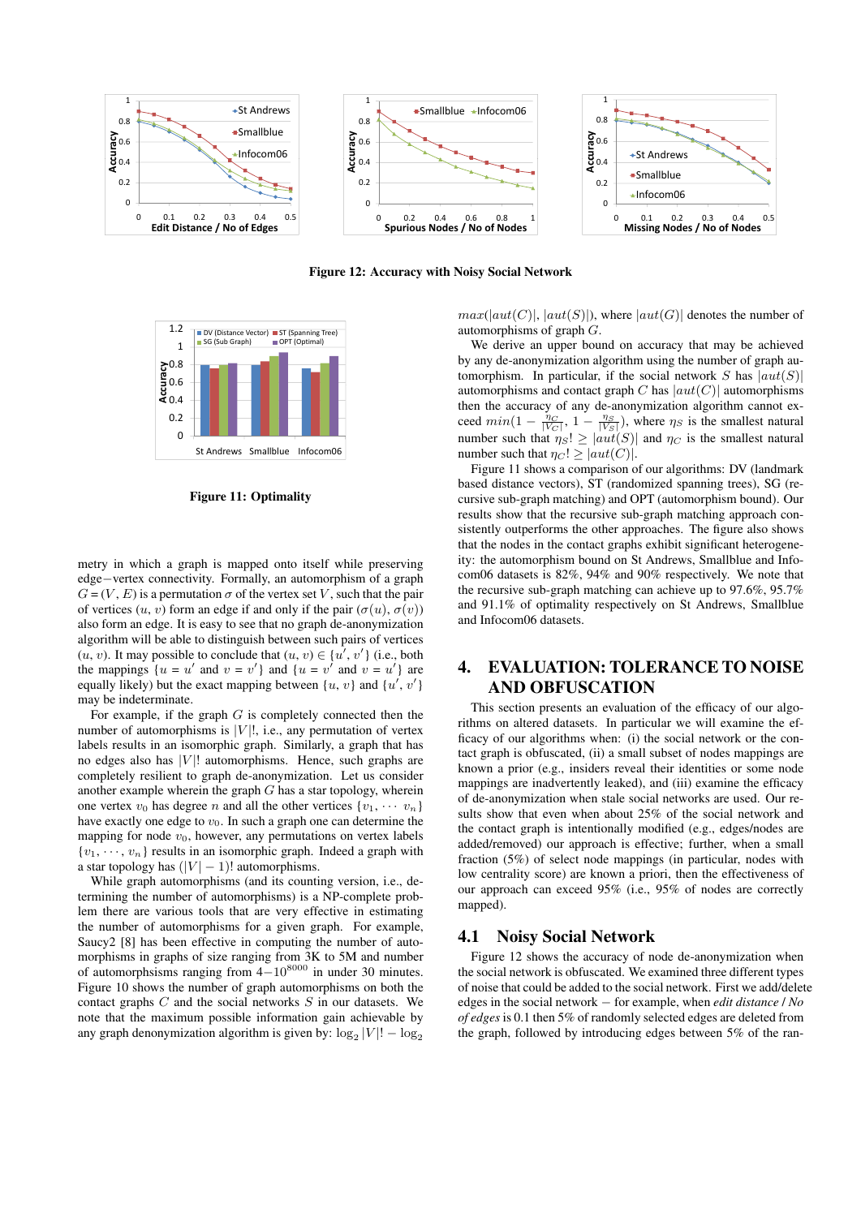Figure 12: Accuracy with Noisy Social Network

Figure 11: Optimality

metry in which a graph is mapped onto itself while preserving edge−vertex connectivity. Formally, an automorphism of a graph $G = (V, E)$ is a permutation $\sigma$ of the vertex set $V$, such that the pair of vertices $(u, v)$ form an edge if and only if the pair $(\sigma(u), \sigma(v))$ also form an edge. It is easy to see that no graph de-anonymization algorithm will be able to distinguish between such pairs of vertices $(u, v)$. It may possible to conclude that $(u, v) \in \{u', v'\}$ (i.e., both the mappings $\{u = u'$ and $v = v'\}$ and $\{u = v'$ and $v = u'\}$ are equally likely) but the exact mapping between $\{u, v\}$ and $\{u', v'\}$ may be indeterminate.

For example, if the graph $G$ is completely connected then the number of automorphisms is $|V|!$, i.e., any permutation of vertex labels results in an isomorphic graph. Similarly, a graph that has no edges also has $|V|!$ automorphisms. Hence, such graphs are completely resilient to graph de-anonymization. Let us consider another example wherein the graph $G$ has a star topology, wherein one vertex $v_0$ has degree $n$ and all the other vertices $\{v_1, \cdots v_n\}$ have exactly one edge to $v_0$. In such a graph one can determine the mapping for node $v_0$, however, any permutations on vertex labels $\{v_1, \cdots, v_n\}$ results in an isomorphic graph. Indeed a graph with a star topology has $(|V| - 1)!$ automorphisms.

While graph automorphisms (and its counting version, i.e., determining the number of automorphisms) is a NP-complete problem there are various tools that are very effective in estimating the number of automorphisms for a given graph. For example, Saucy2 [8] has been effective in computing the number of automorphisms in graphs of size ranging from 3K to 5M and number of automorphsisms ranging from $4 - 10^{8000}$ in under 30 minutes. Figure 10 shows the number of graph automorphisms on both the contact graphs $C$ and the social networks $S$ in our datasets. We note that the maximum possible information gain achievable by any graph denonymization algorithm is given by: $\log_2 |V|! - \log_2 max(|aut(C)|, |aut(S)|)$, where $|aut(G)|$ denotes the number of automorphisms of graph $G$.

We derive an upper bound on accuracy that may be achieved by any de-anonymization algorithm using the number of graph automorphism. In particular, if the social network $S$ has $|aut(S)|$ automorphisms and contact graph $C$ has $|aut(C)|$ automorphisms then the accuracy of any de-anonymization algorithm cannot exceed $min(1 - \frac{\eta_C}{|V_C|}, 1 - \frac{\eta_S}{|V_S|})$, where $\eta_S$ is the smallest natural number such that $\eta_S! \geq |aut(S)|$ and $\eta_C$ is the smallest natural number such that $\eta_C! \geq |aut(C)|$.

Figure 11 shows a comparison of our algorithms: DV (landmark based distance vectors), ST (randomized spanning trees), SG (recursive sub-graph matching) and OPT (automorphism bound). Our results show that the recursive sub-graph matching approach consistently outperforms the other approaches. The figure also shows that the nodes in the contact graphs exhibit significant heterogeneity: the automorphism bound on St Andrews, Smallblue and Infocom06 datasets is 82%, 94% and 90% respectively. We note that the recursive sub-graph matching can achieve up to 97.6%, 95.7% and 91.1% of optimality respectively on St Andrews, Smallblue and Infocom06 datasets.

## 4. EVALUATION: TOLERANCE TO NOISE AND OBFUSCATION

This section presents an evaluation of the efficacy of our algorithms on altered datasets. In particular we will examine the efficacy of our algorithms when: (i) the social network or the contact graph is obfuscated, (ii) a small subset of nodes mappings are known a prior (e.g., insiders reveal their identities or some node mappings are inadvertently leaked), and (iii) examine the efficacy of de-anonymization when stale social networks are used. Our results show that even when about 25% of the social network and the contact graph is intentionally modified (e.g., edges/nodes are added/removed) our approach is effective; further, when a small fraction (5%) of select node mappings (in particular, nodes with low centrality score) are known a priori, then the effectiveness of our approach can exceed 95% (i.e., 95% of nodes are correctly mapped).

### 4.1 Noisy Social Network

Figure 12 shows the accuracy of node de-anonymization when the social network is obfuscated. We examined three different types of noise that could be added to the social network. First we add/delete edges in the social network − for example, when *edit distance / No of edges* is 0.1 then 5% of randomly selected edges are deleted from the graph, followed by introducing edges between 5% of the ran-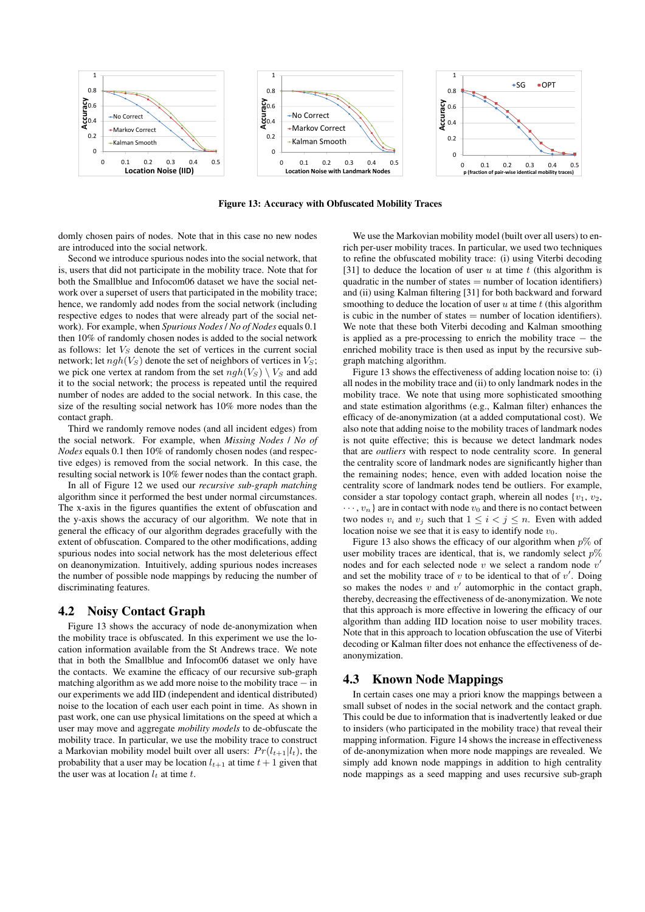Figure 13: Accuracy with Obfuscated Mobility Traces

domly chosen pairs of nodes. Note that in this case no new nodes are introduced into the social network.

Second we introduce spurious nodes into the social network, that is, users that did not participate in the mobility trace. Note that for both the Smallblue and Infocom06 dataset we have the social network over a superset of users that participated in the mobility trace; hence, we randomly add nodes from the social network (including respective edges to nodes that were already part of the social network). For example, when *Spurious Nodes / No of Nodes* equals 0.1 then 10% of randomly chosen nodes is added to the social network as follows: let $V_S$ denote the set of vertices in the current social network; let $ngh(V_S)$ denote the set of neighbors of vertices in $V_S$; we pick one vertex at random from the set $ngh(V_S) \setminus V_S$ and add it to the social network; the process is repeated until the required number of nodes are added to the social network. In this case, the size of the resulting social network has 10% more nodes than the contact graph.

Third we randomly remove nodes (and all incident edges) from the social network. For example, when *Missing Nodes / No of Nodes* equals 0.1 then 10% of randomly chosen nodes (and respective edges) is removed from the social network. In this case, the resulting social network is 10% fewer nodes than the contact graph.

In all of Figure 12 we used our *recursive sub-graph matching* algorithm since it performed the best under normal circumstances. The x-axis in the figures quantifies the extent of obfuscation and the y-axis shows the accuracy of our algorithm. We note that in general the efficacy of our algorithm degrades gracefully with the extent of obfuscation. Compared to the other modifications, adding spurious nodes into social network has the most deleterious effect on deanonymization. Intuitively, adding spurious nodes increases the number of possible node mappings by reducing the number of discriminating features.

## 4.2 Noisy Contact Graph

Figure 13 shows the accuracy of node de-anonymization when the mobility trace is obfuscated. In this experiment we use the location information available from the St Andrews trace. We note that in both the Smallblue and Infocom06 dataset we only have the contacts. We examine the efficacy of our recursive sub-graph matching algorithm as we add more noise to the mobility trace − in our experiments we add IID (independent and identical distributed) noise to the location of each user each point in time. As shown in past work, one can use physical limitations on the speed at which a user may move and aggregate *mobility models* to de-obfuscate the mobility trace. In particular, we use the mobility trace to construct a Markovian mobility model built over all users: $Pr(l_{t+1}|l_t)$, the probability that a user may be location $l_{t+1}$ at time $t + 1$ given that the user was at location $l_t$ at time $t$.

We use the Markovian mobility model (built over all users) to enrich per-user mobility traces. In particular, we used two techniques to refine the obfuscated mobility trace: (i) using Viterbi decoding [31] to deduce the location of user $u$ at time $t$ (this algorithm is quadratic in the number of states = number of location identifiers) and (ii) using Kalman filtering [31] for both backward and forward smoothing to deduce the location of user $u$ at time $t$ (this algorithm is cubic in the number of states = number of location identifiers). We note that both Viterbi decoding and Kalman smoothing is applied as a pre-processing to enrich the mobility trace − the enriched mobility trace is then used as input by the recursive subgraph matching algorithm.

Figure 13 shows the effectiveness of adding location noise to: (i) all nodes in the mobility trace and (ii) to only landmark nodes in the mobility trace. We note that using more sophisticated smoothing and state estimation algorithms (e.g., Kalman filter) enhances the efficacy of de-anonymization (at a added computational cost). We also note that adding noise to the mobility traces of landmark nodes is not quite effective; this is because we detect landmark nodes that are *outliers* with respect to node centrality score. In general the centrality score of landmark nodes are significantly higher than the remaining nodes; hence, even with added location noise the centrality score of landmark nodes tend be outliers. For example, consider a star topology contact graph, wherein all nodes $\{v_1, v_2, \cdots, v_n\}$ are in contact with node $v_0$ and there is no contact between two nodes $v_i$ and $v_j$ such that $1 \leq i < j \leq n$. Even with added location noise we see that it is easy to identify node $v_0$.

Figure 13 also shows the efficacy of our algorithm when $p$% of user mobility traces are identical, that is, we randomly select $p$% nodes and for each selected node $v$ we select a random node $v'$ and set the mobility trace of $v$ to be identical to that of $v'$. Doing so makes the nodes $v$ and $v'$ automorphic in the contact graph, thereby, decreasing the effectiveness of de-anonymization. We note that this approach is more effective in lowering the efficacy of our algorithm than adding IID location noise to user mobility traces. Note that in this approach to location obfuscation the use of Viterbi decoding or Kalman filter does not enhance the effectiveness of de-anonymization.

## 4.3 Known Node Mappings

In certain cases one may a priori know the mappings between a small subset of nodes in the social network and the contact graph. This could be due to information that is inadvertently leaked or due to insiders (who participated in the mobility trace) that reveal their mapping information. Figure 14 shows the increase in effectiveness of de-anonymization when more node mappings are revealed. We simply add known node mappings in addition to high centrality node mappings as a seed mapping and uses recursive sub-graph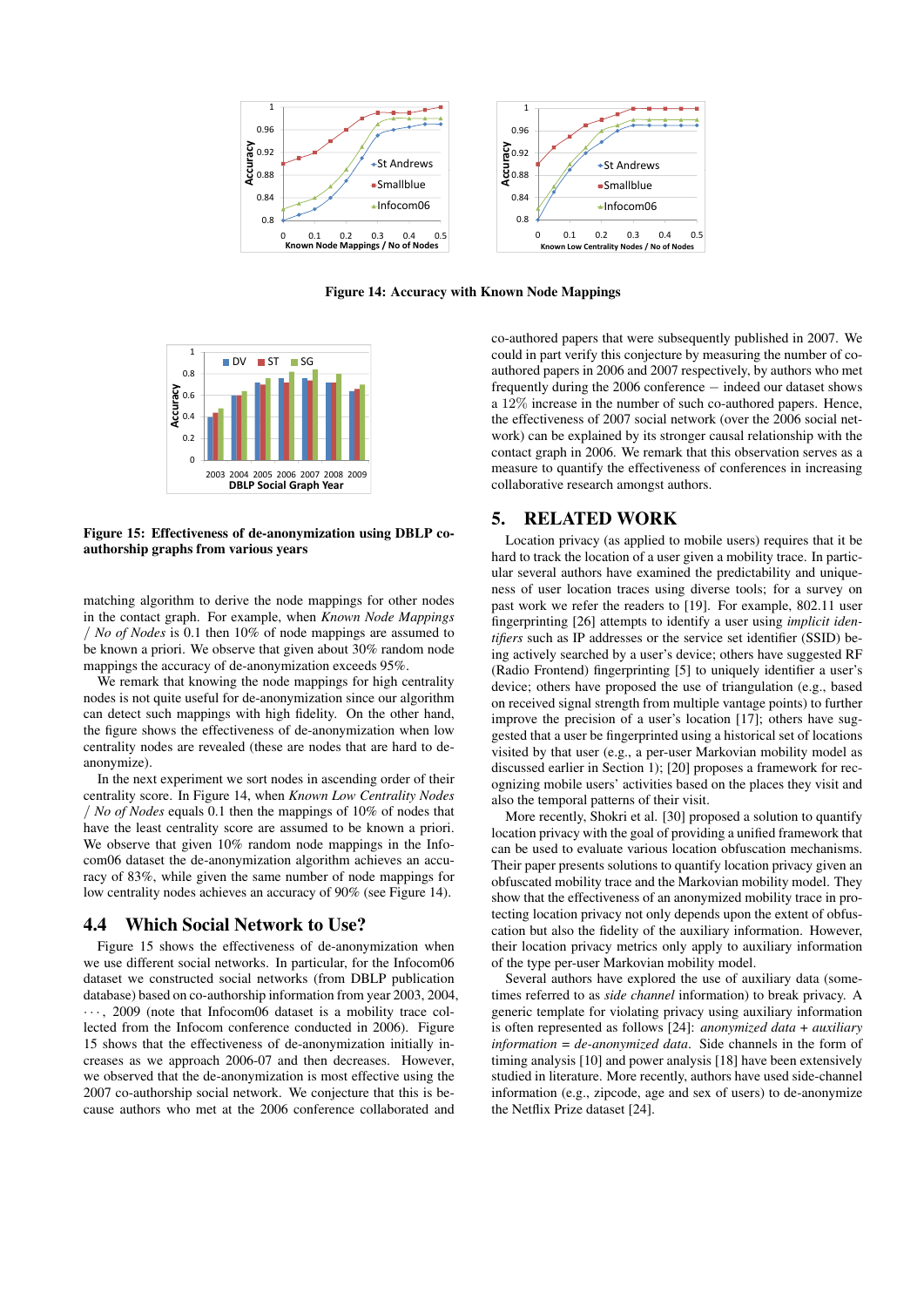Figure 14: Accuracy with Known Node Mappings

Figure 15: Effectiveness of de-anonymization using DBLP co-authorship graphs from various years

matching algorithm to derive the node mappings for other nodes in the contact graph. For example, when *Known Node Mappings / No of Nodes* is 0.1 then 10% of node mappings are assumed to be known a priori. We observe that given about 30% random node mappings the accuracy of de-anonymization exceeds 95%.

We remark that knowing the node mappings for high centrality nodes is not quite useful for de-anonymization since our algorithm can detect such mappings with high fidelity. On the other hand, the figure shows the effectiveness of de-anonymization when low centrality nodes are revealed (these are nodes that are hard to de-anonymize).

In the next experiment we sort nodes in ascending order of their centrality score. In Figure 14, when *Known Low Centrality Nodes / No of Nodes* equals 0.1 then the mappings of 10% of nodes that have the least centrality score are assumed to be known a priori. We observe that given 10% random node mappings in the Infocom06 dataset the de-anonymization algorithm achieves an accuracy of 83%, while given the same number of node mappings for low centrality nodes achieves an accuracy of 90% (see Figure 14).

## 4.4 Which Social Network to Use?

Figure 15 shows the effectiveness of de-anonymization when we use different social networks. In particular, for the Infocom06 dataset we constructed social networks (from DBLP publication database) based on co-authorship information from year 2003, 2004, $\cdots$, 2009 (note that Infocom06 dataset is a mobility trace collected from the Infocom conference conducted in 2006). Figure 15 shows that the effectiveness of de-anonymization initially increases as we approach 2006-07 and then decreases. However, we observed that the de-anonymization is most effective using the 2007 co-authorship social network. We conjecture that this is because authors who met at the 2006 conference collaborated and co-authored papers that were subsequently published in 2007. We could in part verify this conjecture by measuring the number of co-authored papers in 2006 and 2007 respectively, by authors who met frequently during the 2006 conference – indeed our dataset shows a 12% increase in the number of such co-authored papers. Hence, the effectiveness of 2007 social network (over the 2006 social network) can be explained by its stronger causal relationship with the contact graph in 2006. We remark that this observation serves as a measure to quantify the effectiveness of conferences in increasing collaborative research amongst authors.

# 5. RELATED WORK

Location privacy (as applied to mobile users) requires that it be hard to track the location of a user given a mobility trace. In particular several authors have examined the predictability and uniqueness of user location traces using diverse tools; for a survey on past work we refer the readers to [19]. For example, 802.11 user fingerprinting [26] attempts to identify a user using *implicit identifiers* such as IP addresses or the service set identifier (SSID) being actively searched by a user's device; others have suggested RF (Radio Frontend) fingerprinting [5] to uniquely identifier a user's device; others have proposed the use of triangulation (e.g., based on received signal strength from multiple vantage points) to further improve the precision of a user's location [17]; others have suggested that a user be fingerprinted using a historical set of locations visited by that user (e.g., a per-user Markovian mobility model as discussed earlier in Section 1); [20] proposes a framework for recognizing mobile users' activities based on the places they visit and also the temporal patterns of their visit.

More recently, Shokri et al. [30] proposed a solution to quantify location privacy with the goal of providing a unified framework that can be used to evaluate various location obfuscation mechanisms. Their paper presents solutions to quantify location privacy given an obfuscated mobility trace and the Markovian mobility model. They show that the effectiveness of an anonymized mobility trace in protecting location privacy not only depends upon the extent of obfuscation but also the fidelity of the auxiliary information. However, their location privacy metrics only apply to auxiliary information of the type per-user Markovian mobility model.

Several authors have explored the use of auxiliary data (sometimes referred to as *side channel* information) to break privacy. A generic template for violating privacy using auxiliary information is often represented as follows [24]: *anonymized data + auxiliary information = de-anonymized data*. Side channels in the form of timing analysis [10] and power analysis [18] have been extensively studied in literature. More recently, authors have used side-channel information (e.g., zipcode, age and sex of users) to de-anonymize the Netflix Prize dataset [24].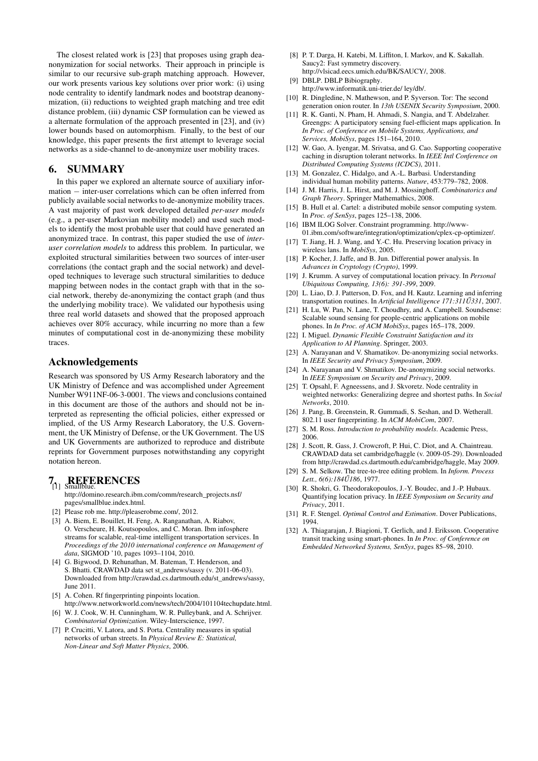The closest related work is [23] that proposes using graph deanonymization for social networks. Their approach in principle is similar to our recursive sub-graph matching approach. However, our work presents various key solutions over prior work: (i) using node centrality to identify landmark nodes and bootstrap deanonymization, (ii) reductions to weighted graph matching and tree edit distance problem, (iii) dynamic CSP formulation can be viewed as a alternate formulation of the approach presented in [23], and (iv) lower bounds based on automorphism. Finally, to the best of our knowledge, this paper presents the first attempt to leverage social networks as a side-channel to de-anonymize user mobility traces.

## 6. SUMMARY

In this paper we explored an alternate source of auxiliary information − inter-user correlations which can be often inferred from publicly available social networks to de-anonymize mobility traces. A vast majority of past work developed detailed *per-user models* (e.g., a per-user Markovian mobility model) and used such models to identify the most probable user that could have generated an anonymized trace. In contrast, this paper studied the use of *inter-user correlation models* to address this problem. In particular, we exploited structural similarities between two sources of inter-user correlations (the contact graph and the social network) and developed techniques to leverage such structural similarities to deduce mapping between nodes in the contact graph with that in the social network, thereby de-anonymizing the contact graph (and thus the underlying mobility trace). We validated our hypothesis using three real world datasets and showed that the proposed approach achieves over 80% accuracy, while incurring no more than a few minutes of computational cost in de-anonymizing these mobility traces.

## Acknowledgements

Research was sponsored by US Army Research laboratory and the UK Ministry of Defence and was accomplished under Agreement Number W911NF-06-3-0001. The views and conclusions contained in this document are those of the authors and should not be interpreted as representing the official policies, either expressed or implied, of the US Army Research Laboratory, the U.S. Government, the UK Ministry of Defense, or the UK Government. The US and UK Governments are authorized to reproduce and distribute reprints for Government purposes notwithstanding any copyright notation hereon.

## 7. REFERENCES

[1] Smallblue. http://domino.research.ibm.com/comm/research_projects.nsf/pages/smallblue.index.html.

[2] Please rob me. http://pleaserobme.com/, 2012.

[3] A. Biem, E. Bouillet, H. Feng, A. Ranganathan, A. Riabov, O. Verscheure, H. Koutsopoulos, and C. Moran. Ibm infosphere streams for scalable, real-time intelligent transportation services. In *Proceedings of the 2010 international conference on Management of data*, SIGMOD '10, pages 1093–1104, 2010.

[4] G. Bigwood, D. Rehunathan, M. Bateman, T. Henderson, and S. Bhatti. CRAWDAD data set st_andrews/sassy (v. 2011-06-03). Downloaded from http://crawdad.cs.dartmouth.edu/st_andrews/sassy, June 2011.

[5] A. Cohen. Rf fingerprinting pinpoints location. http://www.networkworld.com/news/tech/2004/101104techupdate.html.

[6] W. J. Cook, W. H. Cunningham, W. R. Pulleybank, and A. Schrijver. *Combinatorial Optimization*. Wiley-Interscience, 1997.

[7] P. Crucitti, V. Latora, and S. Porta. Centrality measures in spatial networks of urban streets. In *Physical Review E: Statistical, Non-Linear and Soft Matter Physics*, 2006.

[8] P. T. Darga, H. Katebi, M. Liffiton, I. Markov, and K. Sakallah. Saucy2: Fast symmetry discovery. http://vlsicad.eecs.umich.edu/BK/SAUCY/, 2008.

[9] DBLP. DBLP Bibiography. http://www.informatik.uni-trier.de/ ley/db/.

[10] R. Dingledine, N. Mathewson, and P. Syverson. Tor: The second generation onion router. In *13th USENIX Security Symposium*, 2000.

[11] R. K. Ganti, N. Pham, H. Ahmadi, S. Nangia, and T. Abdelzaher. Greengps: A participatory sensing fuel-efficient maps application. In *In Proc. of Conference on Mobile Systems, Applications, and Services, MobiSys*, pages 151–164, 2010.

[12] W. Gao, A. Iyengar, M. Srivatsa, and G. Cao. Supporting cooperative caching in disruption tolerant networks. In *IEEE Intl Conference on Distributed Computing Systems (ICDCS)*, 2011.

[13] M. Gonzalez, C. Hidalgo, and A.-L. Barbasi. Understanding individual human mobility patterns. *Nature*, 453:779–782, 2008.

[14] J. M. Harris, J. L. Hirst, and M. J. Mossinghoff. *Combinatorics and Graph Theory*. Springer Mathemathics, 2008.

[15] B. Hull et al. Cartel: a distributed mobile sensor computing system. In *Proc. of SenSys*, pages 125–138, 2006.

[16] IBM ILOG Solver. Constraint programming. http://www-01.ibm.com/software/integration/optimization/cplex-cp-optimizer/.

[17] T. Jiang, H. J. Wang, and Y.-C. Hu. Preserving location privacy in wireless lans. In *MobiSys*, 2005.

[18] P. Kocher, J. Jaffe, and B. Jun. Differential power analysis. In *Advances in Cryptology (Crypto)*, 1999.

[19] J. Krumm. A survey of computational location privacy. In *Personal Ubiquitous Computing, 13(6): 391-399*, 2009.

[20] L. Liao, D. J. Patterson, D. Fox, and H. Kautz. Learning and inferring transportation routines. In *Artificial Intelligence 171:311Ű331*, 2007.

[21] H. Lu, W. Pan, N. Lane, T. Choudhry, and A. Campbell. Soundsense: Scalable sound sensing for people-centric applications on mobile phones. In *In Proc. of ACM MobiSys*, pages 165–178, 2009.

[22] I. Miguel. *Dynamic Flexible Constraint Satisfaction and its Application to AI Planning*. Springer, 2003.

[23] A. Narayanan and V. Shamatikov. De-anonymizing social networks. In *IEEE Security and Privacy Symposium*, 2009.

[24] A. Narayanan and V. Shmatikov. De-anonymizing social networks. In *IEEE Symposium on Security and Privacy*, 2009.

[25] T. Opsahl, F. Agneessens, and J. Skvoretz. Node centrality in weighted networks: Generalizing degree and shortest paths. In *Social Networks*, 2010.

[26] J. Pang, B. Greenstein, R. Gummadi, S. Seshan, and D. Wetherall. 802.11 user fingerprinting. In *ACM MobiCom*, 2007.

[27] S. M. Ross. *Introduction to probability models*. Academic Press, 2006.

[28] J. Scott, R. Gass, J. Crowcroft, P. Hui, C. Diot, and A. Chaintreau. CRAWDAD data set cambridge/haggle (v. 2009-05-29). Downloaded from http://crawdad.cs.dartmouth.edu/cambridge/haggle, May 2009.

[29] S. M. Selkow. The tree-to-tree editing problem. In *Inform. Process Lett., 6(6):184Ű186*, 1977.

[30] R. Shokri, G. Theodorakopoulos, J.-Y. Boudec, and J.-P. Hubaux. Quantifying location privacy. In *IEEE Symposium on Security and Privacy*, 2011.

[31] R. F. Stengel. *Optimal Control and Estimation*. Dover Publications, 1994.

[32] A. Thiagarajan, J. Biagioni, T. Gerlich, and J. Eriksson. Cooperative transit tracking using smart-phones. In *In Proc. of Conference on Embedded Networked Systems, SenSys*, pages 85–98, 2010.